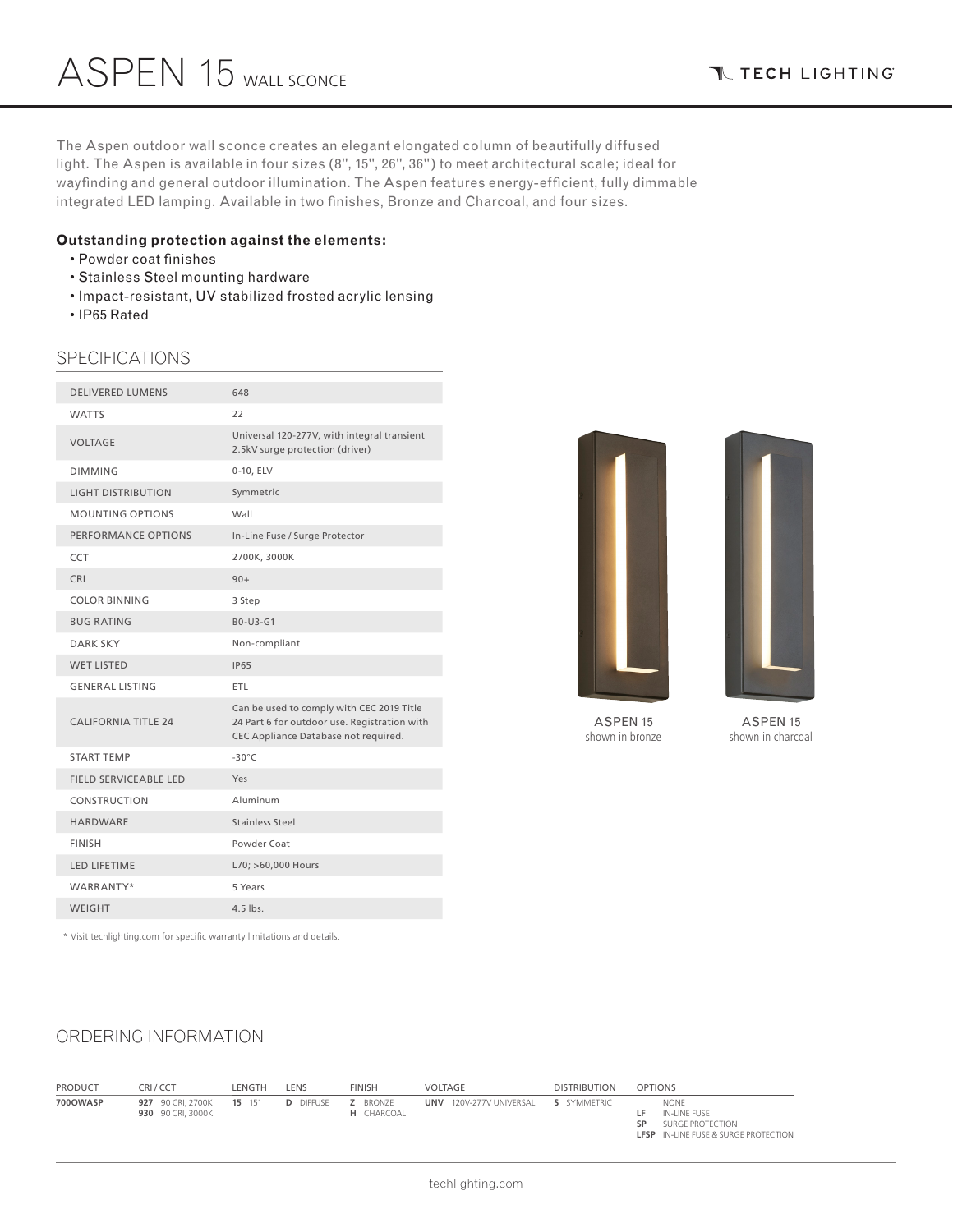# ASPEN 15 WALL SCONCE

TECH LIGHTING

The Aspen outdoor wall sconce creates an elegant elongated column of beautifully diffused light. The Aspen is available in four sizes (8", 15", 26", 36") to meet architectural scale; ideal for wayfinding and general outdoor illumination. The Aspen features energy-efficient, fully dimmable integrated LED lamping. Available in two finishes, Bronze and Charcoal, and four sizes.

**Outstanding protection against the elements:**

- Powder coat finishes
- Stainless Steel mounting hardware
- Impact-resistant, UV stabilized frosted acrylic lensing
- IP65 Rated

## SPECIFICATIONS

| | |
|---|---|
| DELIVERED LUMENS | 648 |
| WATTS | 22 |
| VOLTAGE | Universal 120-277V, with integral transient 2.5kV surge protection (driver) |
| DIMMING | 0-10, ELV |
| LIGHT DISTRIBUTION | Symmetric |
| MOUNTING OPTIONS | Wall |
| PERFORMANCE OPTIONS | In-Line Fuse / Surge Protector |
| CCT | 2700K, 3000K |
| CRI | 90+ |
| COLOR BINNING | 3 Step |
| BUG RATING | B0-U3-G1 |
| DARK SKY | Non-compliant |
| WET LISTED | IP65 |
| GENERAL LISTING | ETL |
| CALIFORNIA TITLE 24 | Can be used to comply with CEC 2019 Title 24 Part 6 for outdoor use. Registration with CEC Appliance Database not required. |
| START TEMP | -30°C |
| FIELD SERVICEABLE LED | Yes |
| CONSTRUCTION | Aluminum |
| HARDWARE | Stainless Steel |
| FINISH | Powder Coat |
| LED LIFETIME | L70; >60,000 Hours |
| WARRANTY* | 5 Years |
| WEIGHT | 4.5 lbs. |

\* Visit techlighting.com for specific warranty limitations and details.

ASPEN 15
shown in bronze

ASPEN 15
shown in charcoal

## ORDERING INFORMATION

| PRODUCT | CRI / CCT | LENGTH | LENS | FINISH | VOLTAGE | DISTRIBUTION | OPTIONS |
|---|---|---|---|---|---|---|---|
| **700OWASP** | **927** 90 CRI, 2700K<br>**930** 90 CRI, 3000K | **15** 15" | **D** DIFFUSE | **Z** BRONZE<br>**H** CHARCOAL | **UNV** 120V-277V UNIVERSAL | **S** SYMMETRIC | NONE<br>**LF** IN-LINE FUSE<br>**SP** SURGE PROTECTION<br>**LFSP** IN-LINE FUSE & SURGE PROTECTION |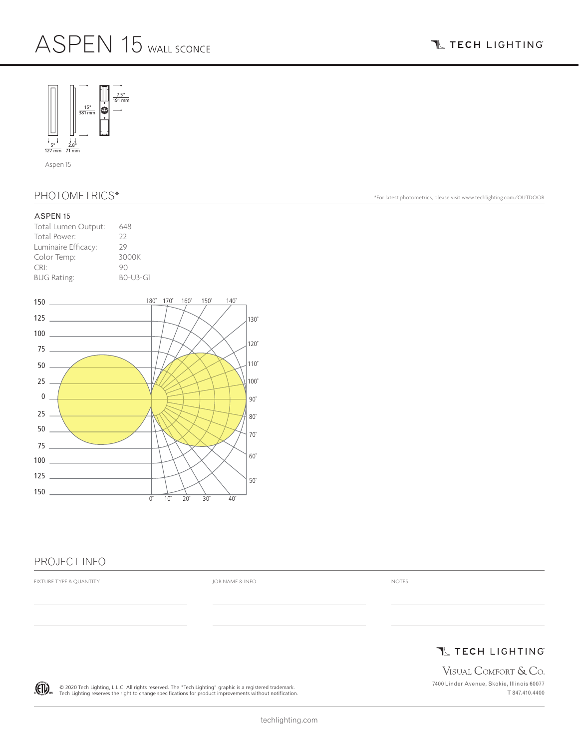# ASPEN 15 WALL SCONCE

TECH LIGHTING

7.5"
191 mm

15"
381 mm

5"
127 mm

2.8"
71 mm

Aspen 15

## PHOTOMETRICS*

*For latest photometrics, please visit www.techlighting.com/OUTDOOR

### ASPEN 15

| | |
|---|---|
| Total Lumen Output: | 648 |
| Total Power: | 22 |
| Luminaire Efficacy: | 29 |
| Color Temp: | 3000K |
| CRI: | 90 |
| BUG Rating: | B0-U3-G1 |

150
125
100
75
50
25
0
25
50
75
100
125
150

180˚ 170˚ 160˚ 150˚ 140˚
130˚
120˚
110˚
100˚
90˚
80˚
70˚
60˚
50˚
0˚ 10˚ 20˚ 30˚ 40˚

## PROJECT INFO

FIXTURE TYPE & QUANTITY

JOB NAME & INFO

NOTES

TECH LIGHTING

VISUAL COMFORT & CO.

7400 Linder Avenue, Skokie, Illinois 60077
T 847.410.4400

© 2020 Tech Lighting, L.L.C. All rights reserved. The "Tech Lighting" graphic is a registered trademark.
Tech Lighting reserves the right to change specifications for product improvements without notification.

techlighting.com